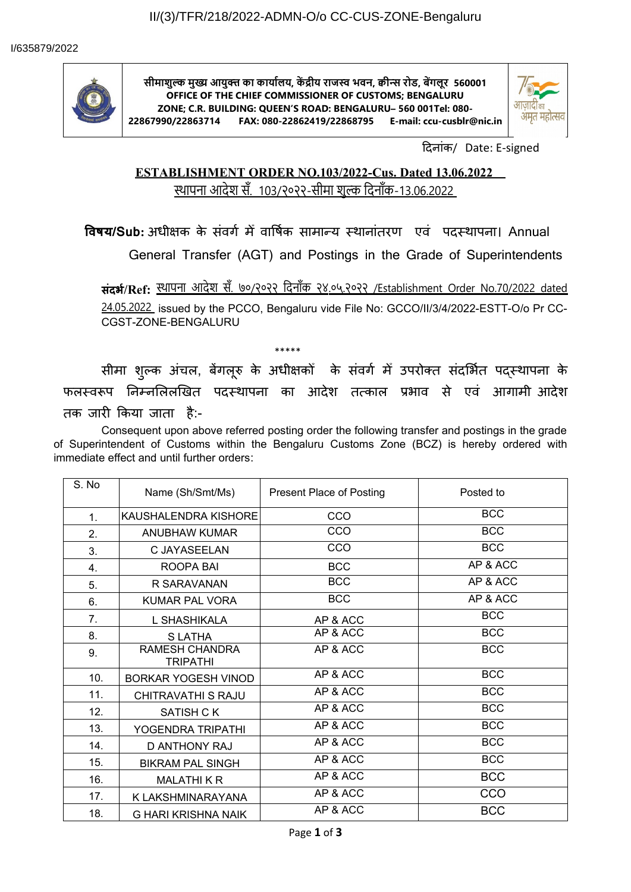II/(3)/TFR/218/2022-ADMN-O/o CC-CUS-ZONE-Bengaluru

I/635879/2022

**सीमाशुल्क मुख्य आयुक्त का कार्यालय, केंद्रीय राजस्व भवन, क्वीन्स रोड, बेंगलूर 560001**
**OFFICE OF THE CHIEF COMMISSIONER OF CUSTOMS; BENGALURU ZONE; C.R. BUILDING: QUEEN'S ROAD: BENGALURU– 560 001Tel: 080-22867990/22863714 FAX: 080-22862419/22868795 E-mail: ccu-cusblr@nic.in**

दिनांक/ Date: E-signed

**ESTABLISHMENT ORDER NO.103/2022-Cus. Dated 13.06.2022**
स्थापना आदेश सँ. 103/२०२२-सीमा शुल्क दिनाँक-13.06.2022

**विषय/Sub:** अधीक्षक के संवर्ग में वार्षिक सामान्य स्थानांतरण एवं पदस्थापना। Annual General Transfer (AGT) and Postings in the Grade of Superintendents

**संदर्भ/Ref:** स्थापना आदेश सँ. ७०/२०२२ दिनाँक २४.०५.२०२२ /Establishment Order No.70/2022 dated 24.05.2022 issued by the PCCO, Bengaluru vide File No: GCCO/II/3/4/2022-ESTT-O/o Pr CC-CGST-ZONE-BENGALURU

\*\*\*\*\*

सीमा शुल्क अंचल, बेंगलूरु के अधीक्षकों के संवर्ग में उपरोक्त संदर्भित पद्स्थापना के फलस्वरूप निम्नलिलखित पदस्थापना का आदेश तत्काल प्रभाव से एवं आगामी आदेश तक जारी किया जाता है:-

Consequent upon above referred posting order the following transfer and postings in the grade of Superintendent of Customs within the Bengaluru Customs Zone (BCZ) is hereby ordered with immediate effect and until further orders:

| S. No | Name (Sh/Smt/Ms) | Present Place of Posting | Posted to |
|---|---|---|---|
| 1. | KAUSHALENDRA KISHORE | CCO | BCC |
| 2. | ANUBHAW KUMAR | CCO | BCC |
| 3. | C JAYASEELAN | CCO | BCC |
| 4. | ROOPA BAI | BCC | AP & ACC |
| 5. | R SARAVANAN | BCC | AP & ACC |
| 6. | KUMAR PAL VORA | BCC | AP & ACC |
| 7. | L SHASHIKALA | AP & ACC | BCC |
| 8. | S LATHA | AP & ACC | BCC |
| 9. | RAMESH CHANDRA TRIPATHI | AP & ACC | BCC |
| 10. | BORKAR YOGESH VINOD | AP & ACC | BCC |
| 11. | CHITRAVATHI S RAJU | AP & ACC | BCC |
| 12. | SATISH C K | AP & ACC | BCC |
| 13. | YOGENDRA TRIPATHI | AP & ACC | BCC |
| 14. | D ANTHONY RAJ | AP & ACC | BCC |
| 15. | BIKRAM PAL SINGH | AP & ACC | BCC |
| 16. | MALATHI K R | AP & ACC | BCC |
| 17. | K LAKSHMINARAYANA | AP & ACC | CCO |
| 18. | G HARI KRISHNA NAIK | AP & ACC | BCC |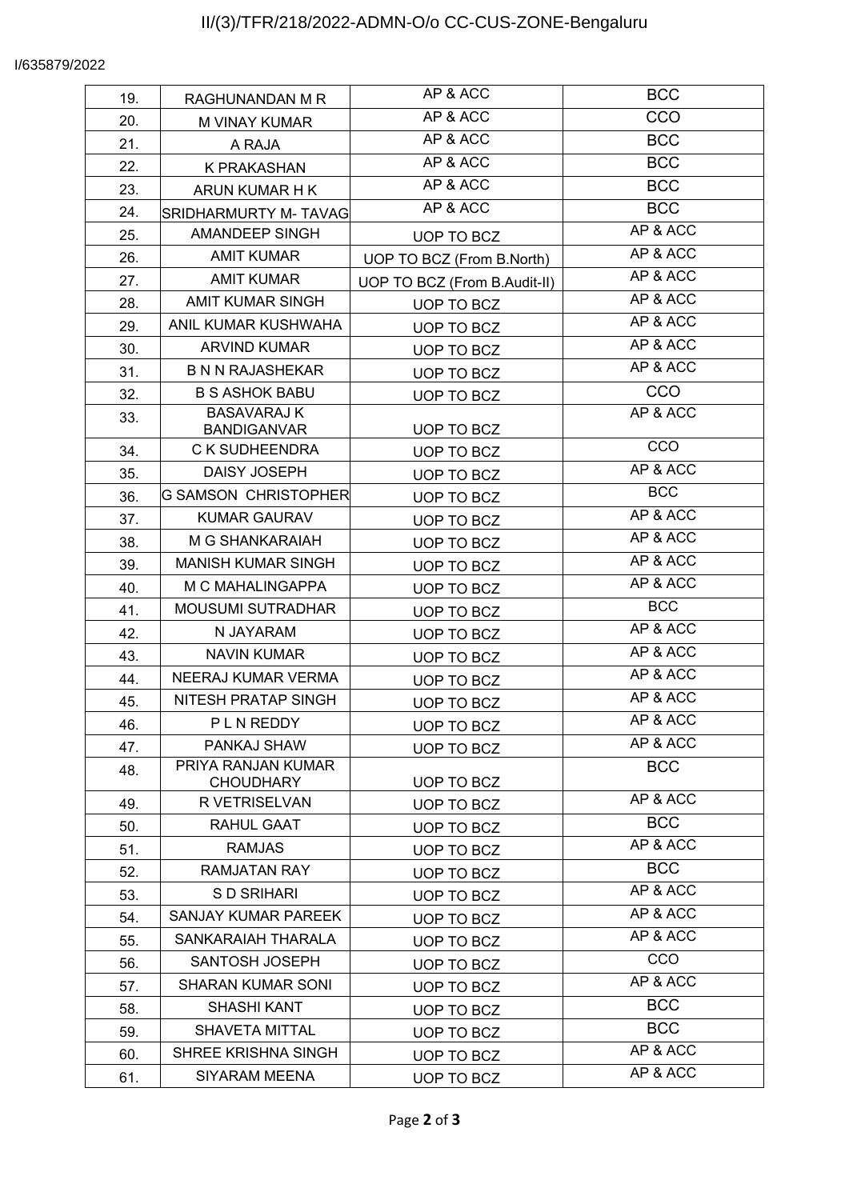II/(3)/TFR/218/2022-ADMN-O/o CC-CUS-ZONE-Bengaluru

I/635879/2022

| | | | |
|---|---|---|---|
| 19. | RAGHUNANDAN M R | AP & ACC | BCC |
| 20. | M VINAY KUMAR | AP & ACC | CCO |
| 21. | A RAJA | AP & ACC | BCC |
| 22. | K PRAKASHAN | AP & ACC | BCC |
| 23. | ARUN KUMAR H K | AP & ACC | BCC |
| 24. | SRIDHARMURTY M- TAVAG | AP & ACC | BCC |
| 25. | AMANDEEP SINGH | UOP TO BCZ | AP & ACC |
| 26. | AMIT KUMAR | UOP TO BCZ (From B.North) | AP & ACC |
| 27. | AMIT KUMAR | UOP TO BCZ (From B.Audit-II) | AP & ACC |
| 28. | AMIT KUMAR SINGH | UOP TO BCZ | AP & ACC |
| 29. | ANIL KUMAR KUSHWAHA | UOP TO BCZ | AP & ACC |
| 30. | ARVIND KUMAR | UOP TO BCZ | AP & ACC |
| 31. | B N N RAJASHEKAR | UOP TO BCZ | AP & ACC |
| 32. | B S ASHOK BABU | UOP TO BCZ | CCO |
| 33. | BASAVARAJ K BANDIGANVAR | UOP TO BCZ | AP & ACC |
| 34. | C K SUDHEENDRA | UOP TO BCZ | CCO |
| 35. | DAISY JOSEPH | UOP TO BCZ | AP & ACC |
| 36. | G SAMSON CHRISTOPHER | UOP TO BCZ | BCC |
| 37. | KUMAR GAURAV | UOP TO BCZ | AP & ACC |
| 38. | M G SHANKARAIAH | UOP TO BCZ | AP & ACC |
| 39. | MANISH KUMAR SINGH | UOP TO BCZ | AP & ACC |
| 40. | M C MAHALINGAPPA | UOP TO BCZ | AP & ACC |
| 41. | MOUSUMI SUTRADHAR | UOP TO BCZ | BCC |
| 42. | N JAYARAM | UOP TO BCZ | AP & ACC |
| 43. | NAVIN KUMAR | UOP TO BCZ | AP & ACC |
| 44. | NEERAJ KUMAR VERMA | UOP TO BCZ | AP & ACC |
| 45. | NITESH PRATAP SINGH | UOP TO BCZ | AP & ACC |
| 46. | P L N REDDY | UOP TO BCZ | AP & ACC |
| 47. | PANKAJ SHAW | UOP TO BCZ | AP & ACC |
| 48. | PRIYA RANJAN KUMAR CHOUDHARY | UOP TO BCZ | BCC |
| 49. | R VETRISELVAN | UOP TO BCZ | AP & ACC |
| 50. | RAHUL GAAT | UOP TO BCZ | BCC |
| 51. | RAMJAS | UOP TO BCZ | AP & ACC |
| 52. | RAMJATAN RAY | UOP TO BCZ | BCC |
| 53. | S D SRIHARI | UOP TO BCZ | AP & ACC |
| 54. | SANJAY KUMAR PAREEK | UOP TO BCZ | AP & ACC |
| 55. | SANKARAIAH THARALA | UOP TO BCZ | AP & ACC |
| 56. | SANTOSH JOSEPH | UOP TO BCZ | CCO |
| 57. | SHARAN KUMAR SONI | UOP TO BCZ | AP & ACC |
| 58. | SHASHI KANT | UOP TO BCZ | BCC |
| 59. | SHAVETA MITTAL | UOP TO BCZ | BCC |
| 60. | SHREE KRISHNA SINGH | UOP TO BCZ | AP & ACC |
| 61. | SIYARAM MEENA | UOP TO BCZ | AP & ACC |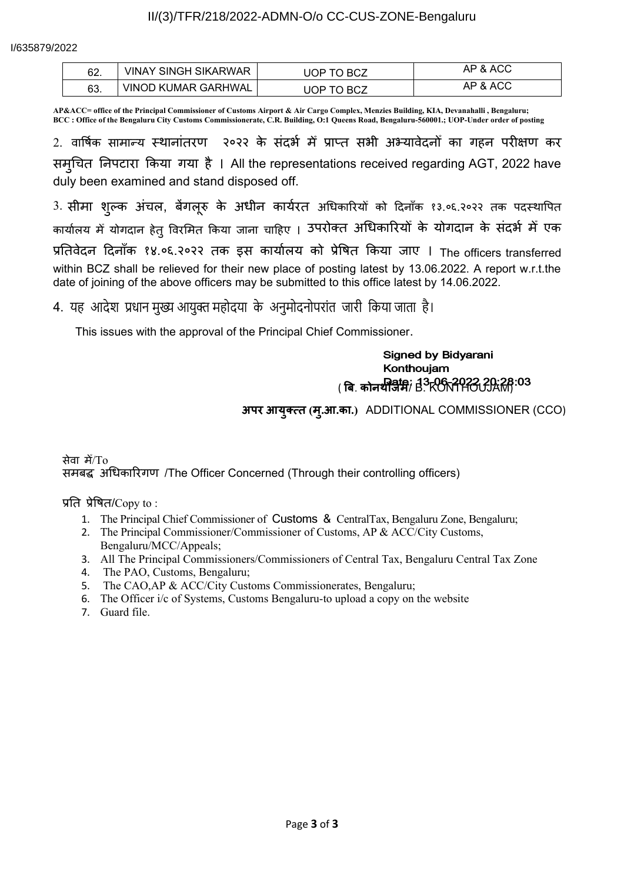II/(3)/TFR/218/2022-ADMN-O/o CC-CUS-ZONE-Bengaluru

I/635879/2022

| | | | |
|---|---|---|---|
| 62. | VINAY SINGH SIKARWAR | UOP TO BCZ | AP & ACC |
| 63. | VINOD KUMAR GARHWAL | UOP TO BCZ | AP & ACC |

**AP&ACC= office of the Principal Commissioner of Customs Airport & Air Cargo Complex, Menzies Building, KIA, Devanahalli , Bengaluru; BCC : Office of the Bengaluru City Customs Commissionerate, C.R. Building, O:1 Queens Road, Bengaluru-560001.; UOP-Under order of posting**

2. वार्षिक सामान्य स्थानांतरण २०२२ के संदर्भ में प्राप्त सभी अभ्यावेदनों का गहन परीक्षण कर समुचित निपटारा किया गया है । All the representations received regarding AGT, 2022 have duly been examined and stand disposed off.

3. सीमा शुल्क अंचल, बेंगलूरु के अधीन कार्यरत अधिकारियों को दिनाँक १३.०६.२०२२ तक पदस्थापित कार्यालय में योगदान हेतु विरमित किया जाना चाहिए । उपरोक्त अधिकारियों के योगदान के संदर्भ में एक प्रतिवेदन दिनाँक १४.०६.२०२२ तक इस कार्यालय को प्रेषित किया जाए । The officers transferred within BCZ shall be relieved for their new place of posting latest by 13.06.2022. A report w.r.t.the date of joining of the above officers may be submitted to this office latest by 14.06.2022.

4. यह आदेश प्रधान मुख्य आयुक्त महोदया के अनुमोदनोपरांत जारी किया जाता है।

This issues with the approval of the Principal Chief Commissioner.

**Signed by Bidyarani Konthoujam**
**Date: 13-06-2022 20:28:03**

( **बि. कोनथौजम**/ B. KONTHOUJAM)

**अपर आयुक्त (मु.आ.का.)** ADDITIONAL COMMISSIONER (CCO)

सेवा में/To
समबद्ध अधिकारिगण /The Officer Concerned (Through their controlling officers)

प्रति प्रेषित/Copy to :

1. The Principal Chief Commissioner of Customs & CentralTax, Bengaluru Zone, Bengaluru;
2. The Principal Commissioner/Commissioner of Customs, AP & ACC/City Customs, Bengaluru/MCC/Appeals;
3. All The Principal Commissioners/Commissioners of Central Tax, Bengaluru Central Tax Zone
4. The PAO, Customs, Bengaluru;
5. The CAO,AP & ACC/City Customs Commissionerates, Bengaluru;
6. The Officer i/c of Systems, Customs Bengaluru-to upload a copy on the website
7. Guard file.